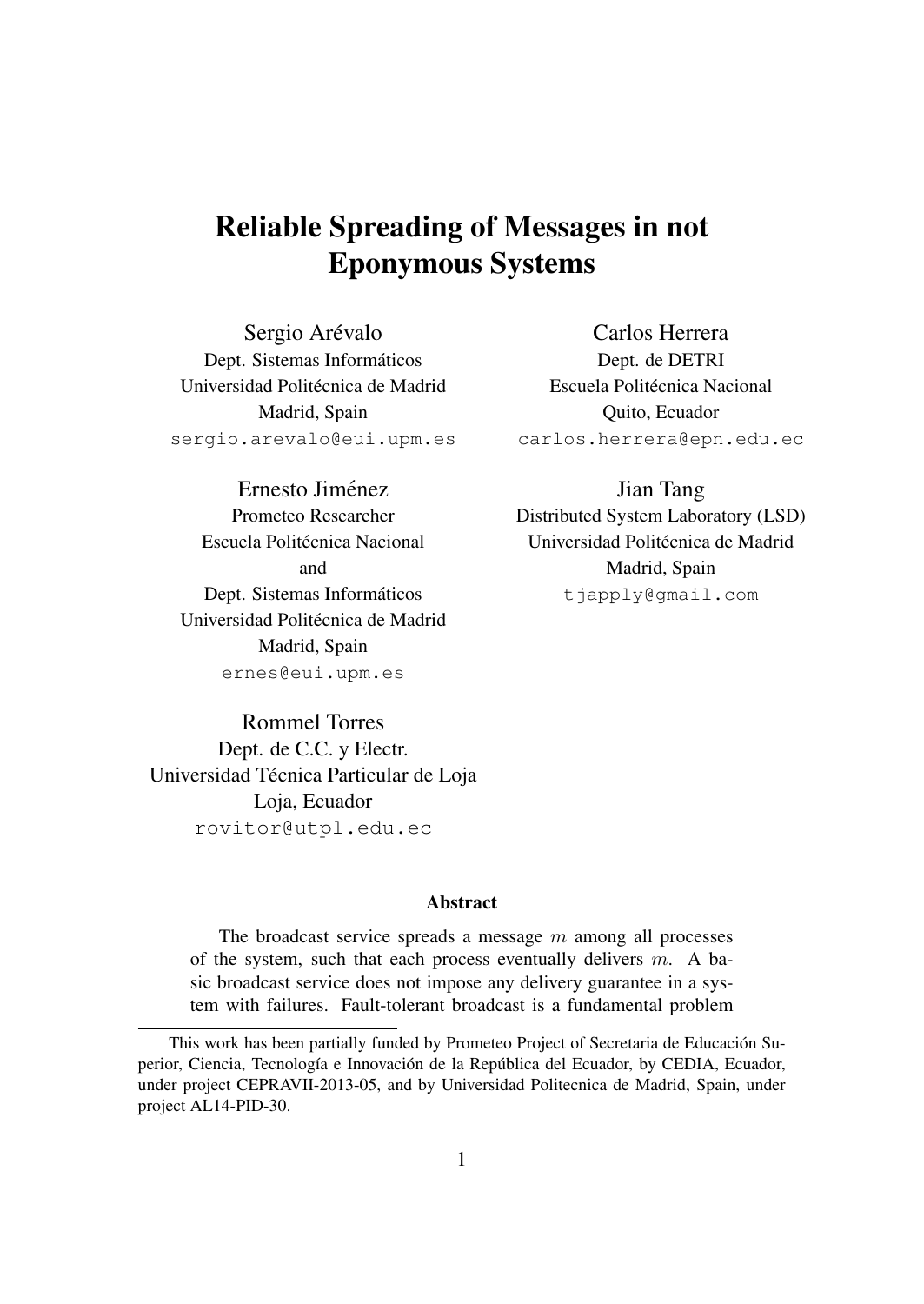# Reliable Spreading of Messages in not Eponymous Systems

Sergio Arévalo
Dept. Sistemas Informáticos
Universidad Politécnica de Madrid
Madrid, Spain
sergio.arevalo@eui.upm.es

Carlos Herrera
Dept. de DETRI
Escuela Politécnica Nacional
Quito, Ecuador
carlos.herrera@epn.edu.ec

Ernesto Jiménez
Prometeo Researcher
Escuela Politécnica Nacional
and
Dept. Sistemas Informáticos
Universidad Politécnica de Madrid
Madrid, Spain
ernes@eui.upm.es

Jian Tang
Distributed System Laboratory (LSD)
Universidad Politécnica de Madrid
Madrid, Spain
tjapply@gmail.com

Rommel Torres
Dept. de C.C. y Electr.
Universidad Técnica Particular de Loja
Loja, Ecuador
rovitor@utpl.edu.ec

### Abstract

The broadcast service spreads a message $m$ among all processes of the system, such that each process eventually delivers $m$. A basic broadcast service does not impose any delivery guarantee in a system with failures. Fault-tolerant broadcast is a fundamental problem

---

This work has been partially funded by Prometeo Project of Secretaria de Educación Superior, Ciencia, Tecnología e Innovación de la República del Ecuador, by CEDIA, Ecuador, under project CEPRAVII-2013-05, and by Universidad Politecnica de Madrid, Spain, under project AL14-PID-30.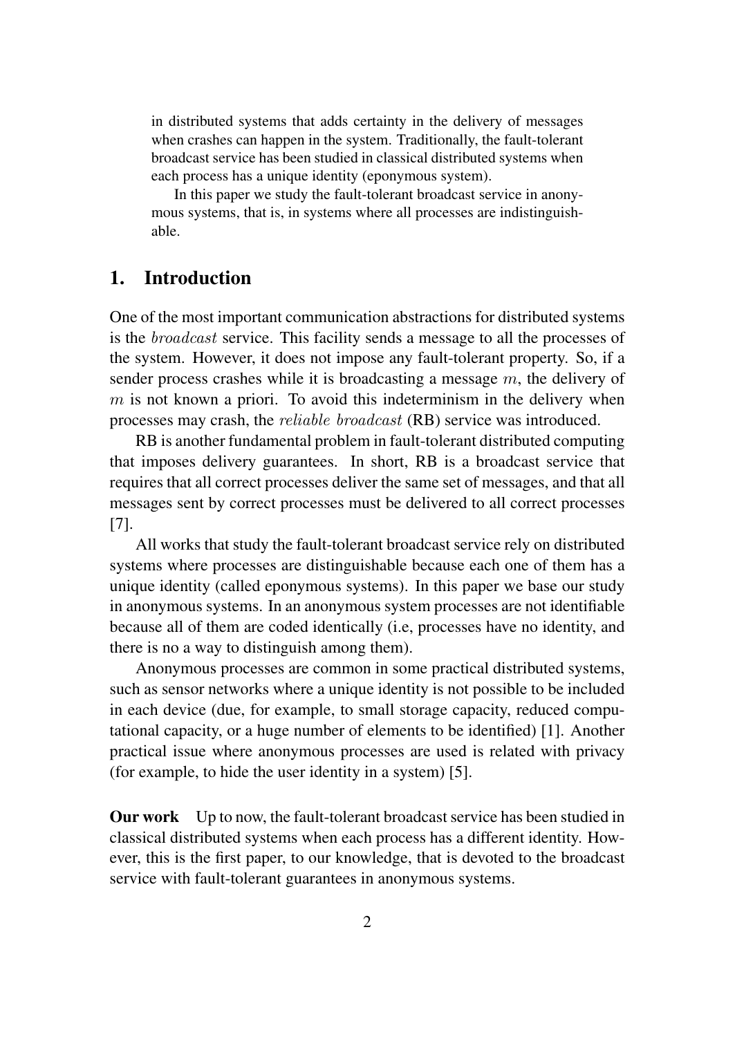in distributed systems that adds certainty in the delivery of messages when crashes can happen in the system. Traditionally, the fault-tolerant broadcast service has been studied in classical distributed systems when each process has a unique identity (eponymous system).

In this paper we study the fault-tolerant broadcast service in anonymous systems, that is, in systems where all processes are indistinguishable.

## 1. Introduction

One of the most important communication abstractions for distributed systems is the *broadcast* service. This facility sends a message to all the processes of the system. However, it does not impose any fault-tolerant property. So, if a sender process crashes while it is broadcasting a message $m$, the delivery of $m$ is not known a priori. To avoid this indeterminism in the delivery when processes may crash, the *reliable broadcast* (RB) service was introduced.

RB is another fundamental problem in fault-tolerant distributed computing that imposes delivery guarantees. In short, RB is a broadcast service that requires that all correct processes deliver the same set of messages, and that all messages sent by correct processes must be delivered to all correct processes [7].

All works that study the fault-tolerant broadcast service rely on distributed systems where processes are distinguishable because each one of them has a unique identity (called eponymous systems). In this paper we base our study in anonymous systems. In an anonymous system processes are not identifiable because all of them are coded identically (i.e, processes have no identity, and there is no a way to distinguish among them).

Anonymous processes are common in some practical distributed systems, such as sensor networks where a unique identity is not possible to be included in each device (due, for example, to small storage capacity, reduced computational capacity, or a huge number of elements to be identified) [1]. Another practical issue where anonymous processes are used is related with privacy (for example, to hide the user identity in a system) [5].

**Our work** Up to now, the fault-tolerant broadcast service has been studied in classical distributed systems when each process has a different identity. However, this is the first paper, to our knowledge, that is devoted to the broadcast service with fault-tolerant guarantees in anonymous systems.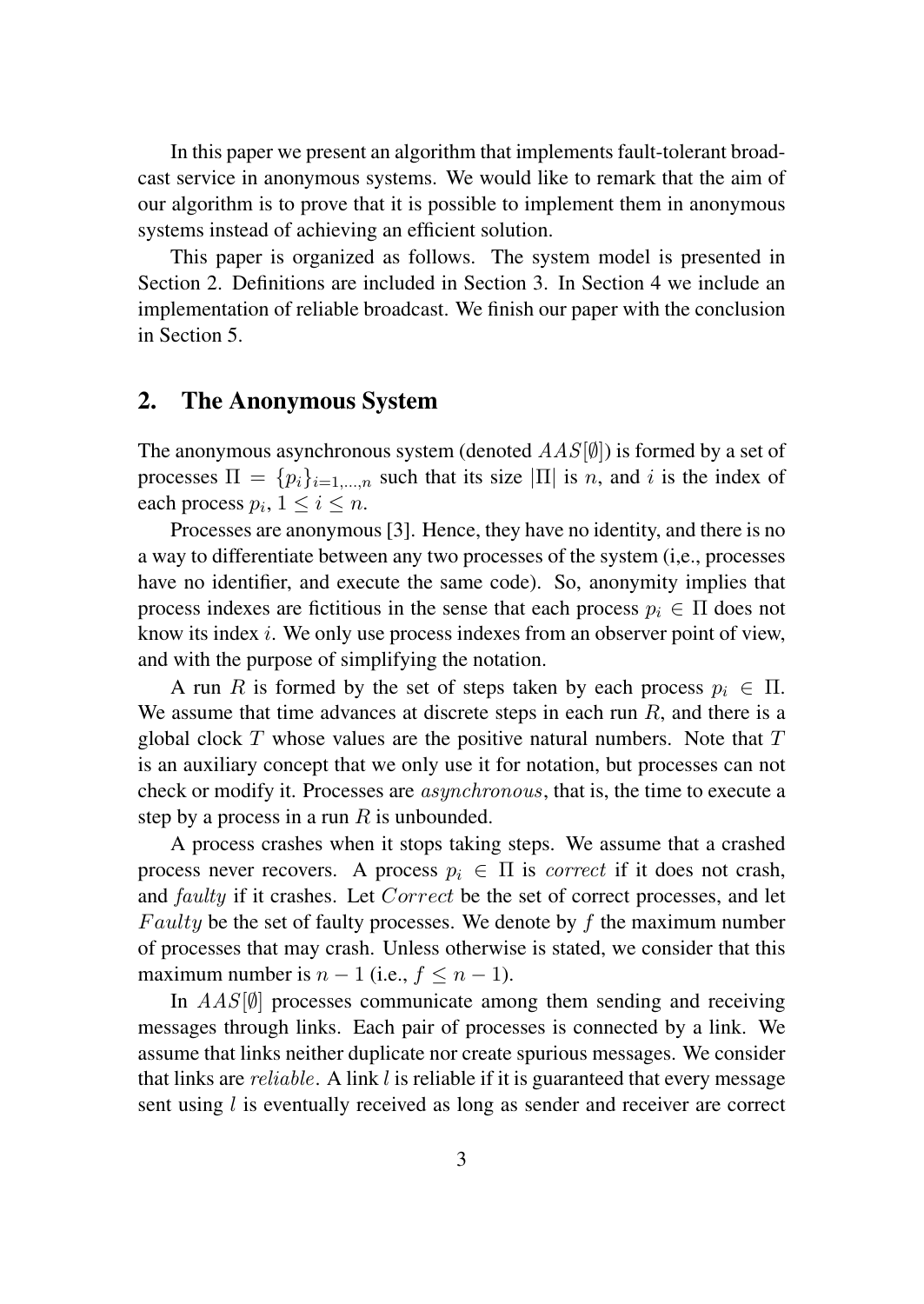In this paper we present an algorithm that implements fault-tolerant broadcast service in anonymous systems. We would like to remark that the aim of our algorithm is to prove that it is possible to implement them in anonymous systems instead of achieving an efficient solution.

This paper is organized as follows. The system model is presented in Section 2. Definitions are included in Section 3. In Section 4 we include an implementation of reliable broadcast. We finish our paper with the conclusion in Section 5.

## 2. The Anonymous System

The anonymous asynchronous system (denoted $AAS[\emptyset]$) is formed by a set of processes $\Pi = \{p_i\}_{i=1,\ldots,n}$ such that its size $|\Pi|$ is $n$, and $i$ is the index of each process $p_i$, $1 \leq i \leq n$.

Processes are anonymous [3]. Hence, they have no identity, and there is no a way to differentiate between any two processes of the system (i,e., processes have no identifier, and execute the same code). So, anonymity implies that process indexes are fictitious in the sense that each process $p_i \in \Pi$ does not know its index $i$. We only use process indexes from an observer point of view, and with the purpose of simplifying the notation.

A run $R$ is formed by the set of steps taken by each process $p_i \in \Pi$. We assume that time advances at discrete steps in each run $R$, and there is a global clock $T$ whose values are the positive natural numbers. Note that $T$ is an auxiliary concept that we only use it for notation, but processes can not check or modify it. Processes are *asynchronous*, that is, the time to execute a step by a process in a run $R$ is unbounded.

A process crashes when it stops taking steps. We assume that a crashed process never recovers. A process $p_i \in \Pi$ is *correct* if it does not crash, and *faulty* if it crashes. Let $Correct$ be the set of correct processes, and let $Faulty$ be the set of faulty processes. We denote by $f$ the maximum number of processes that may crash. Unless otherwise is stated, we consider that this maximum number is $n - 1$ (i.e., $f \leq n - 1$).

In $AAS[\emptyset]$ processes communicate among them sending and receiving messages through links. Each pair of processes is connected by a link. We assume that links neither duplicate nor create spurious messages. We consider that links are *reliable*. A link $l$ is reliable if it is guaranteed that every message sent using $l$ is eventually received as long as sender and receiver are correct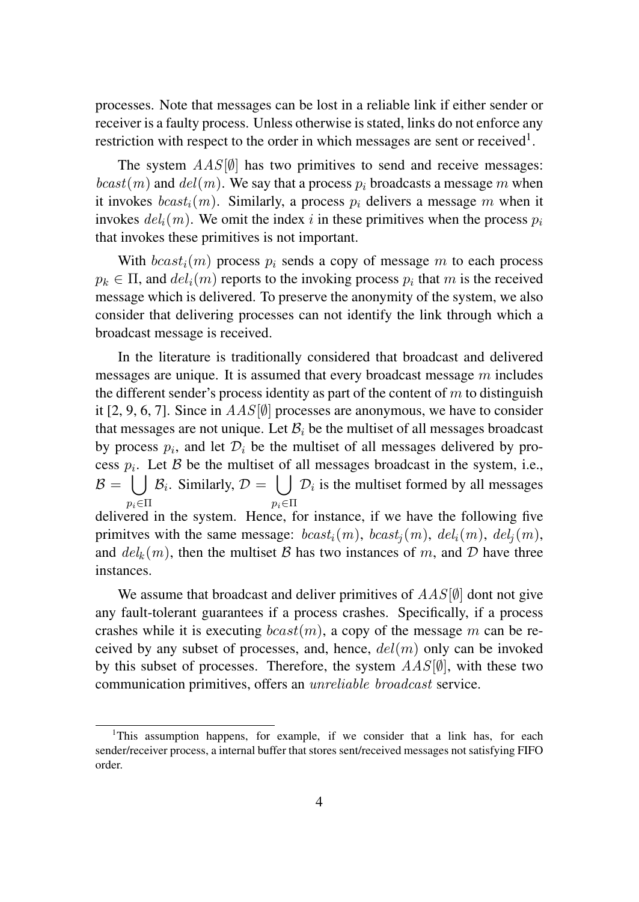processes. Note that messages can be lost in a reliable link if either sender or receiver is a faulty process. Unless otherwise is stated, links do not enforce any restriction with respect to the order in which messages are sent or received[1].

The system $AAS[\emptyset]$ has two primitives to send and receive messages: $bcast(m)$ and $del(m)$. We say that a process $p_i$ broadcasts a message $m$ when it invokes $bcast_i(m)$. Similarly, a process $p_i$ delivers a message $m$ when it invokes $del_i(m)$. We omit the index $i$ in these primitives when the process $p_i$ that invokes these primitives is not important.

With $bcast_i(m)$ process $p_i$ sends a copy of message $m$ to each process $p_k \in \Pi$, and $del_i(m)$ reports to the invoking process $p_i$ that $m$ is the received message which is delivered. To preserve the anonymity of the system, we also consider that delivering processes can not identify the link through which a broadcast message is received.

In the literature is traditionally considered that broadcast and delivered messages are unique. It is assumed that every broadcast message $m$ includes the different sender's process identity as part of the content of $m$ to distinguish it [2, 9, 6, 7]. Since in $AAS[\emptyset]$ processes are anonymous, we have to consider that messages are not unique. Let $\mathcal{B}_i$ be the multiset of all messages broadcast by process $p_i$, and let $\mathcal{D}_i$ be the multiset of all messages delivered by process $p_i$. Let $\mathcal{B}$ be the multiset of all messages broadcast in the system, i.e., $\mathcal{B} = \bigcup_{p_i \in \Pi} \mathcal{B}_i$. Similarly, $\mathcal{D} = \bigcup_{p_i \in \Pi} \mathcal{D}_i$ is the multiset formed by all messages delivered in the system. Hence, for instance, if we have the following five primitves with the same message: $bcast_i(m)$, $bcast_j(m)$, $del_i(m)$, $del_j(m)$, and $del_k(m)$, then the multiset $\mathcal{B}$ has two instances of $m$, and $\mathcal{D}$ have three instances.

We assume that broadcast and deliver primitives of $AAS[\emptyset]$ dont not give any fault-tolerant guarantees if a process crashes. Specifically, if a process crashes while it is executing $bcast(m)$, a copy of the message $m$ can be received by any subset of processes, and, hence, $del(m)$ only can be invoked by this subset of processes. Therefore, the system $AAS[\emptyset]$, with these two communication primitives, offers an *unreliable broadcast* service.

[1] This assumption happens, for example, if we consider that a link has, for each sender/receiver process, a internal buffer that stores sent/received messages not satisfying FIFO order.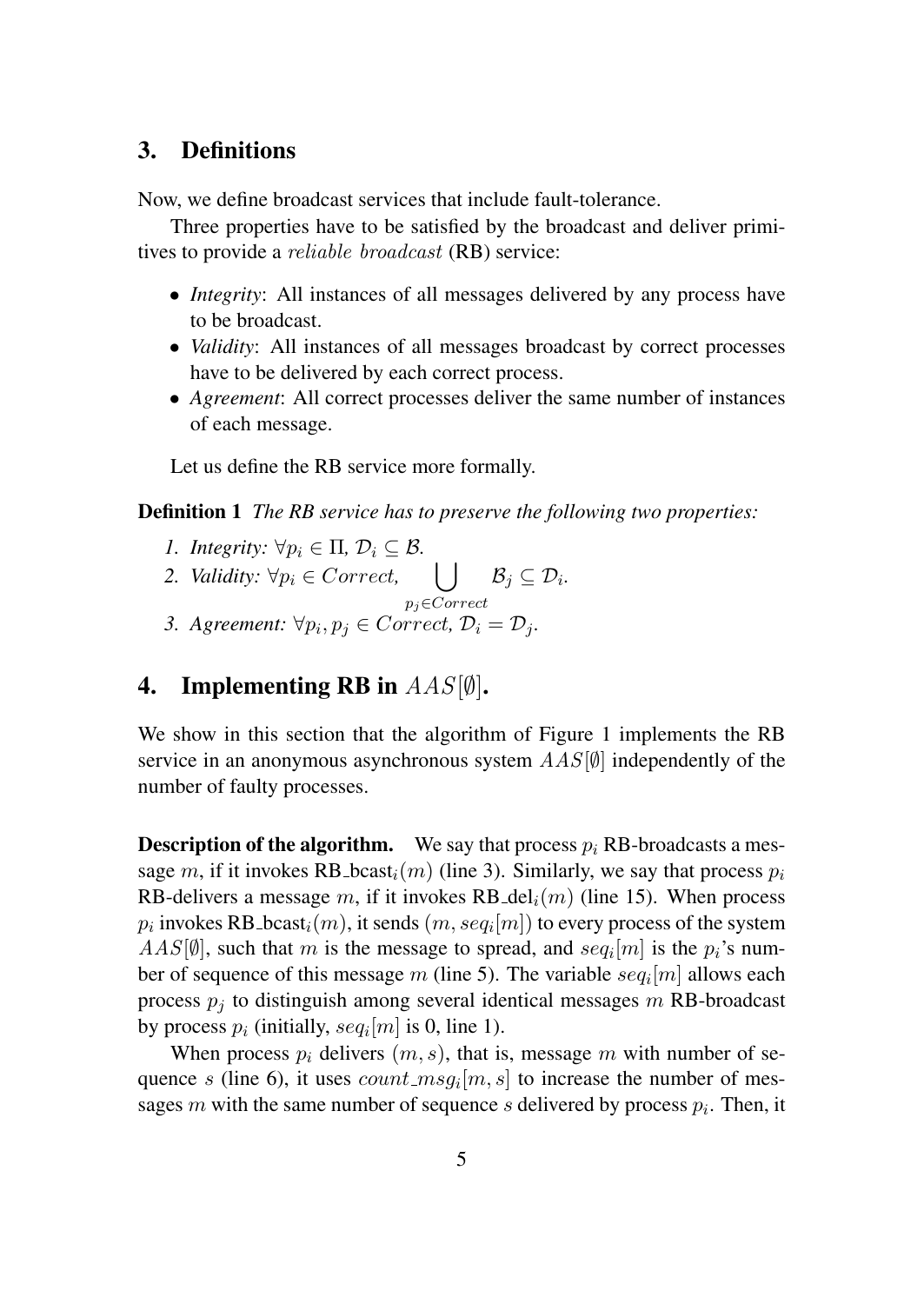## 3. Definitions

Now, we define broadcast services that include fault-tolerance.

Three properties have to be satisfied by the broadcast and deliver primitives to provide a *reliable broadcast* (RB) service:

- *Integrity*: All instances of all messages delivered by any process have to be broadcast.
- *Validity*: All instances of all messages broadcast by correct processes have to be delivered by each correct process.
- *Agreement*: All correct processes deliver the same number of instances of each message.

Let us define the RB service more formally.

**Definition 1** *The RB service has to preserve the following two properties:*

1. *Integrity:* $\forall p_i \in \Pi$, $\mathcal{D}_i \subseteq \mathcal{B}$.
2. *Validity:* $\forall p_i \in Correct$, $\bigcup_{p_j \in Correct} \mathcal{B}_j \subseteq \mathcal{D}_i$.
3. *Agreement:* $\forall p_i, p_j \in Correct$, $\mathcal{D}_i = \mathcal{D}_j$.

## 4. Implementing RB in $AAS[\emptyset]$.

We show in this section that the algorithm of Figure 1 implements the RB service in an anonymous asynchronous system $AAS[\emptyset]$ independently of the number of faulty processes.

**Description of the algorithm.** We say that process $p_i$ RB-broadcasts a message $m$, if it invokes RB_bcast$_i(m)$ (line 3). Similarly, we say that process $p_i$ RB-delivers a message $m$, if it invokes RB_del$_i(m)$ (line 15). When process $p_i$ invokes RB_bcast$_i(m)$, it sends $(m, seq_i[m])$ to every process of the system $AAS[\emptyset]$, such that $m$ is the message to spread, and $seq_i[m]$ is the $p_i$'s number of sequence of this message $m$ (line 5). The variable $seq_i[m]$ allows each process $p_j$ to distinguish among several identical messages $m$ RB-broadcast by process $p_i$ (initially, $seq_i[m]$ is 0, line 1).

When process $p_i$ delivers $(m, s)$, that is, message $m$ with number of sequence $s$ (line 6), it uses $count\_msg_i[m, s]$ to increase the number of messages $m$ with the same number of sequence $s$ delivered by process $p_i$. Then, it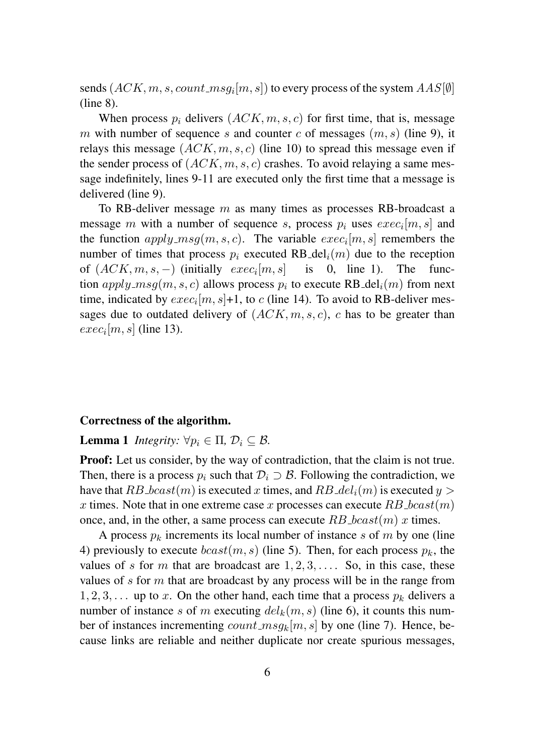sends $(ACK, m, s, count\_msg_i[m, s])$ to every process of the system $AAS[\emptyset]$ (line 8).

When process $p_i$ delivers $(ACK, m, s, c)$ for first time, that is, message $m$ with number of sequence $s$ and counter $c$ of messages $(m, s)$ (line 9), it relays this message $(ACK, m, s, c)$ (line 10) to spread this message even if the sender process of $(ACK, m, s, c)$ crashes. To avoid relaying a same message indefinitely, lines 9-11 are executed only the first time that a message is delivered (line 9).

To RB-deliver message $m$ as many times as processes RB-broadcast a message $m$ with a number of sequence $s$, process $p_i$ uses $exec_i[m, s]$ and the function $apply\_msg(m, s, c)$. The variable $exec_i[m, s]$ remembers the number of times that process $p_i$ executed RB_del$_i(m)$ due to the reception of $(ACK, m, s, -)$ (initially $exec_i[m, s]$ is 0, line 1). The function $apply\_msg(m, s, c)$ allows process $p_i$ to execute RB_del$_i(m)$ from next time, indicated by $exec_i[m, s]$+1, to $c$ (line 14). To avoid to RB-deliver messages due to outdated delivery of $(ACK, m, s, c)$, $c$ has to be greater than $exec_i[m, s]$ (line 13).

**Correctness of the algorithm.**

**Lemma 1** *Integrity:* $\forall p_i \in \Pi$, $\mathcal{D}_i \subseteq \mathcal{B}$.

**Proof:** Let us consider, by the way of contradiction, that the claim is not true. Then, there is a process $p_i$ such that $\mathcal{D}_i \supset \mathcal{B}$. Following the contradiction, we have that $RB\_bcast(m)$ is executed $x$ times, and $RB\_del_i(m)$ is executed $y > x$ times. Note that in one extreme case $x$ processes can execute $RB\_bcast(m)$ once, and, in the other, a same process can execute $RB\_bcast(m)$ $x$ times.

A process $p_k$ increments its local number of instance $s$ of $m$ by one (line 4) previously to execute $bcast(m, s)$ (line 5). Then, for each process $p_k$, the values of $s$ for $m$ that are broadcast are $1, 2, 3, \ldots$. So, in this case, these values of $s$ for $m$ that are broadcast by any process will be in the range from $1, 2, 3, \ldots$ up to $x$. On the other hand, each time that a process $p_k$ delivers a number of instance $s$ of $m$ executing $del_k(m, s)$ (line 6), it counts this number of instances incrementing $count\_msg_k[m, s]$ by one (line 7). Hence, because links are reliable and neither duplicate nor create spurious messages,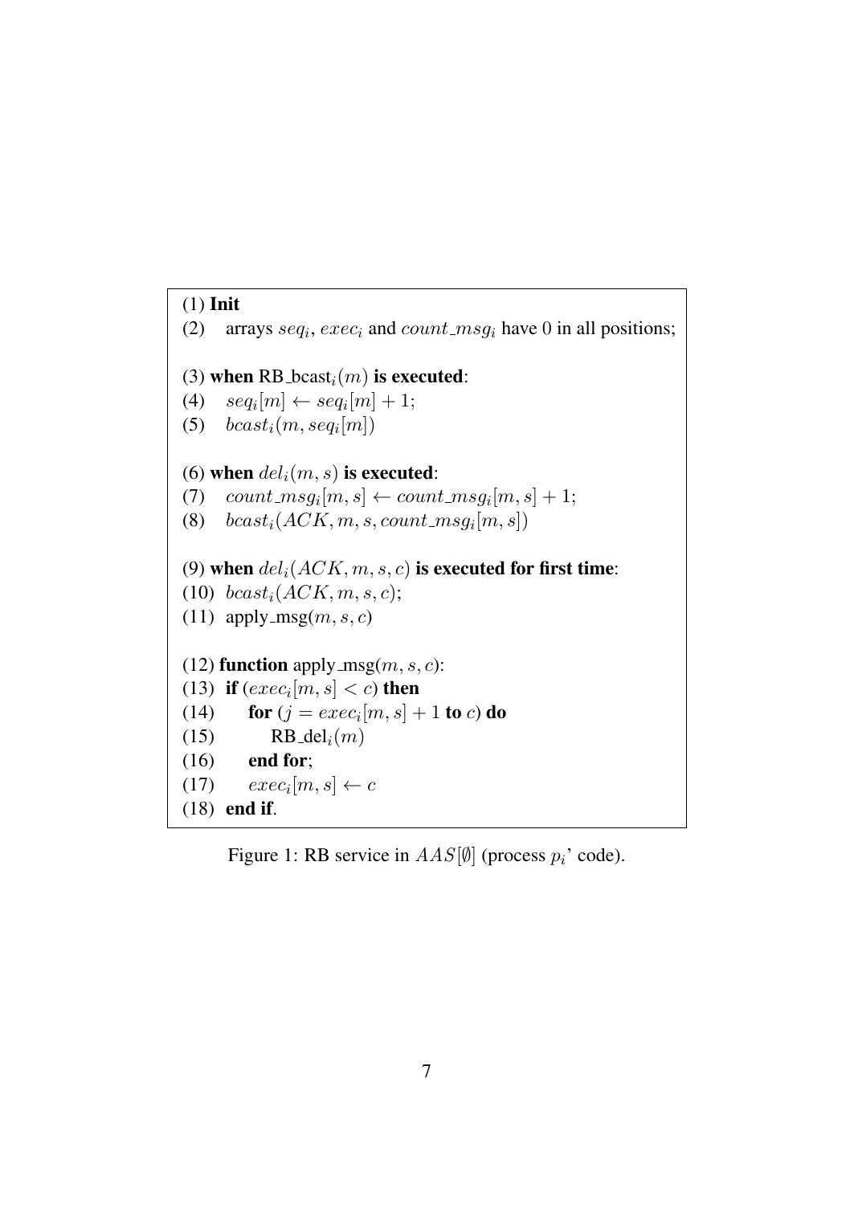```
(1) Init
(2)    arrays seq_i, exec_i and count_msg_i have 0 in all positions;

(3) when RB_bcast_i(m) is executed:
(4)    seq_i[m] ← seq_i[m] + 1;
(5)    bcast_i(m, seq_i[m])

(6) when del_i(m, s) is executed:
(7)    count_msg_i[m, s] ← count_msg_i[m, s] + 1;
(8)    bcast_i(ACK, m, s, count_msg_i[m, s])

(9) when del_i(ACK, m, s, c) is executed for first time:
(10)  bcast_i(ACK, m, s, c);
(11)  apply_msg(m, s, c)

(12) function apply_msg(m, s, c):
(13)  if (exec_i[m, s] < c) then
(14)      for (j = exec_i[m, s] + 1 to c) do
(15)          RB_del_i(m)
(16)      end for;
(17)      exec_i[m, s] ← c
(18)  end if.
```

Figure 1: RB service in $AAS[\emptyset]$ (process $p_i$' code).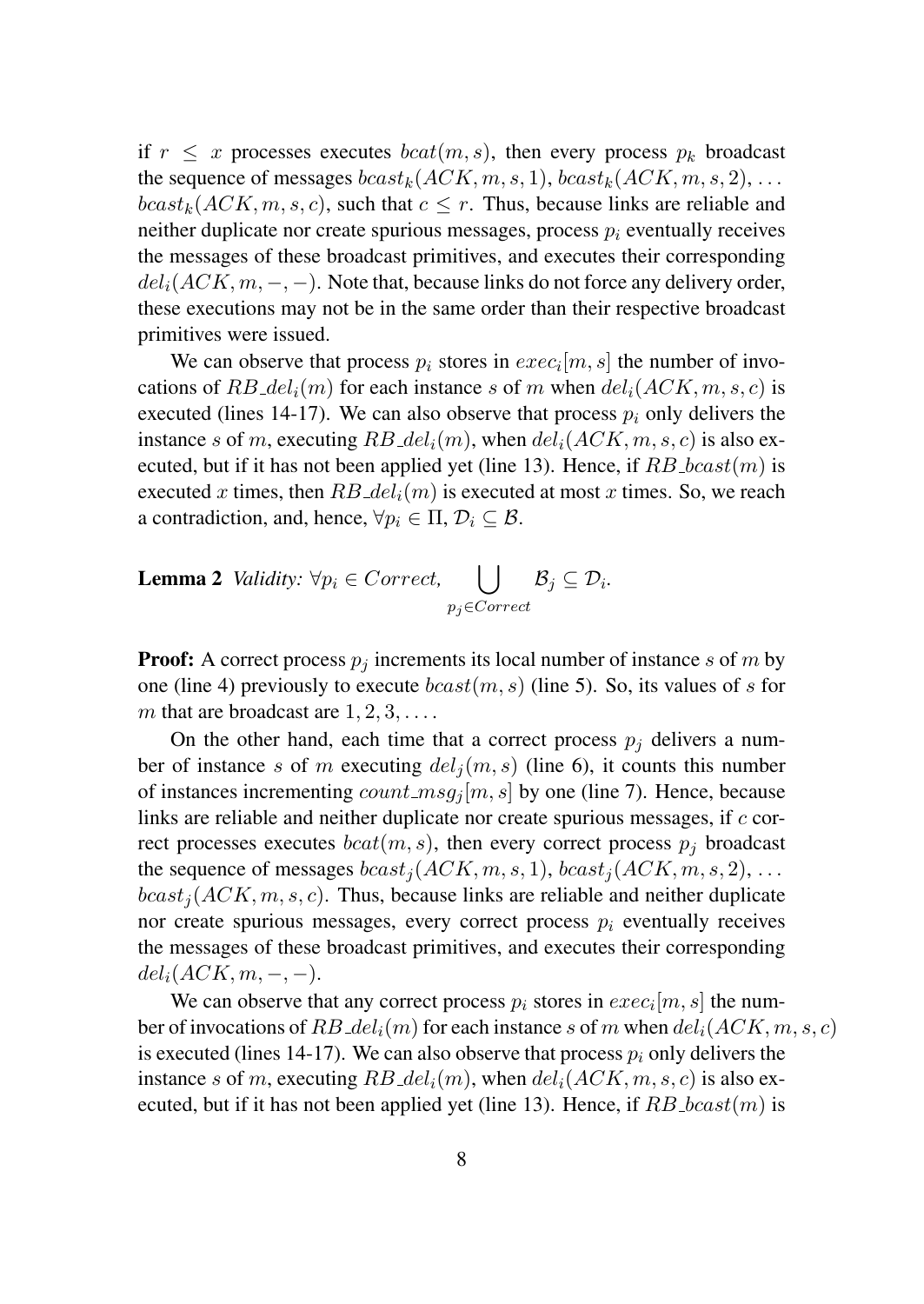if $r \leq x$ processes executes $bcat(m, s)$, then every process $p_k$ broadcast the sequence of messages $bcast_k(ACK, m, s, 1)$, $bcast_k(ACK, m, s, 2)$, ... $bcast_k(ACK, m, s, c)$, such that $c \leq r$. Thus, because links are reliable and neither duplicate nor create spurious messages, process $p_i$ eventually receives the messages of these broadcast primitives, and executes their corresponding $del_i(ACK, m, -, -)$. Note that, because links do not force any delivery order, these executions may not be in the same order than their respective broadcast primitives were issued.

We can observe that process $p_i$ stores in $exec_i[m, s]$ the number of invocations of $RB\_del_i(m)$ for each instance $s$ of $m$ when $del_i(ACK, m, s, c)$ is executed (lines 14-17). We can also observe that process $p_i$ only delivers the instance $s$ of $m$, executing $RB\_del_i(m)$, when $del_i(ACK, m, s, c)$ is also executed, but if it has not been applied yet (line 13). Hence, if $RB\_bcast(m)$ is executed $x$ times, then $RB\_del_i(m)$ is executed at most $x$ times. So, we reach a contradiction, and, hence, $\forall p_i \in \Pi$, $\mathcal{D}_i \subseteq \mathcal{B}$.

**Lemma 2** *Validity:* $\forall p_i \in Correct$, $\bigcup_{p_j \in Correct} \mathcal{B}_j \subseteq \mathcal{D}_i$.

**Proof:** A correct process $p_j$ increments its local number of instance $s$ of $m$ by one (line 4) previously to execute $bcast(m, s)$ (line 5). So, its values of $s$ for $m$ that are broadcast are $1, 2, 3, \ldots$.

On the other hand, each time that a correct process $p_j$ delivers a number of instance $s$ of $m$ executing $del_j(m, s)$ (line 6), it counts this number of instances incrementing $count\_msg_j[m, s]$ by one (line 7). Hence, because links are reliable and neither duplicate nor create spurious messages, if $c$ correct processes executes $bcat(m, s)$, then every correct process $p_j$ broadcast the sequence of messages $bcast_j(ACK, m, s, 1)$, $bcast_j(ACK, m, s, 2)$, ... $bcast_j(ACK, m, s, c)$. Thus, because links are reliable and neither duplicate nor create spurious messages, every correct process $p_i$ eventually receives the messages of these broadcast primitives, and executes their corresponding $del_i(ACK, m, -, -)$.

We can observe that any correct process $p_i$ stores in $exec_i[m, s]$ the number of invocations of $RB\_del_i(m)$ for each instance $s$ of $m$ when $del_i(ACK, m, s, c)$ is executed (lines 14-17). We can also observe that process $p_i$ only delivers the instance $s$ of $m$, executing $RB\_del_i(m)$, when $del_i(ACK, m, s, c)$ is also executed, but if it has not been applied yet (line 13). Hence, if $RB\_bcast(m)$ is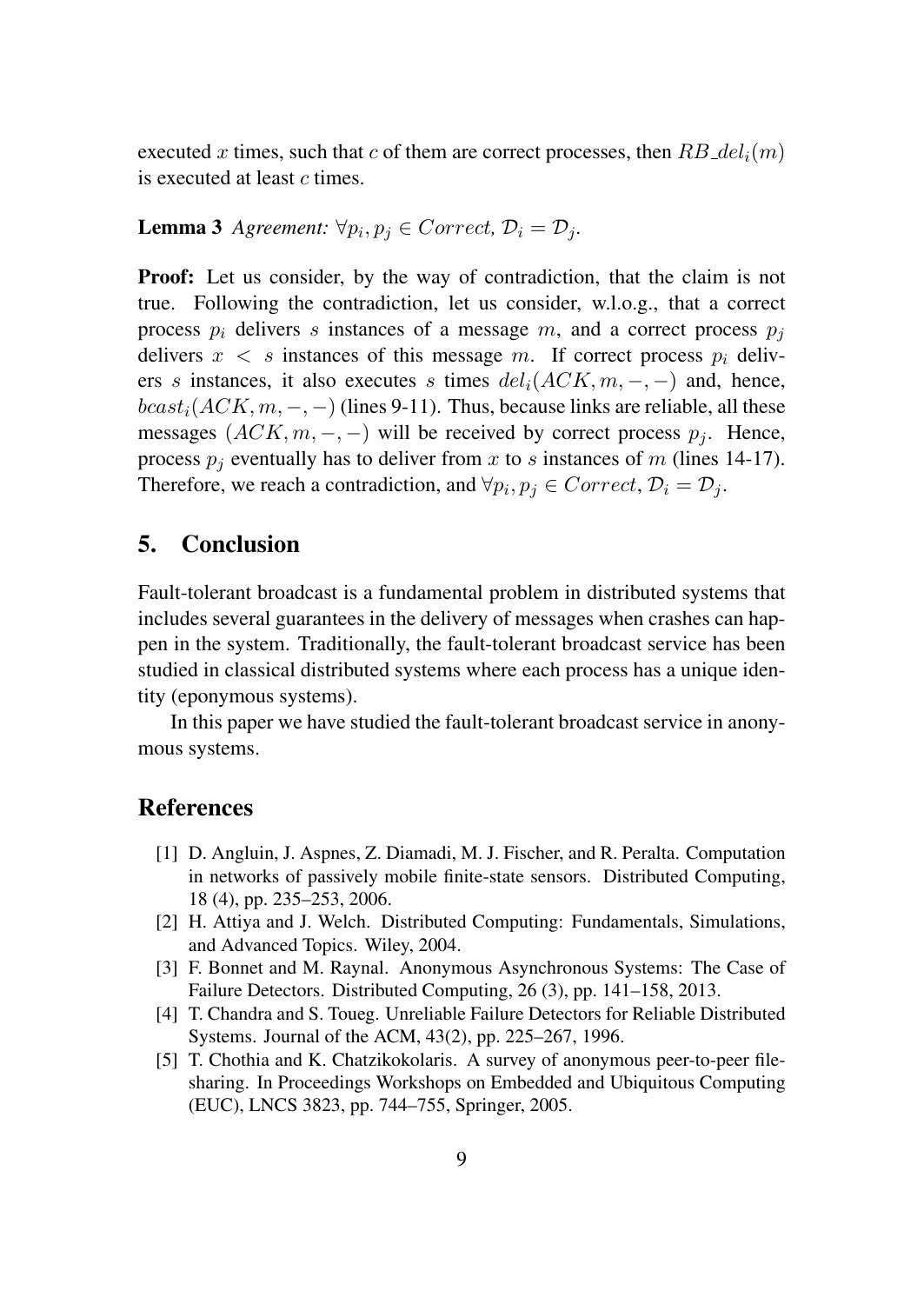executed $x$ times, such that $c$ of them are correct processes, then $RB\_del_i(m)$ is executed at least $c$ times.

**Lemma 3** *Agreement:* $\forall p_i, p_j \in Correct$, $\mathcal{D}_i = \mathcal{D}_j$.

**Proof:** Let us consider, by the way of contradiction, that the claim is not true. Following the contradiction, let us consider, w.l.o.g., that a correct process $p_i$ delivers $s$ instances of a message $m$, and a correct process $p_j$ delivers $x < s$ instances of this message $m$. If correct process $p_i$ delivers $s$ instances, it also executes $s$ times $del_i(ACK, m, -, -)$ and, hence, $bcast_i(ACK, m, -, -)$ (lines 9-11). Thus, because links are reliable, all these messages $(ACK, m, -, -)$ will be received by correct process $p_j$. Hence, process $p_j$ eventually has to deliver from $x$ to $s$ instances of $m$ (lines 14-17). Therefore, we reach a contradiction, and $\forall p_i, p_j \in Correct$, $\mathcal{D}_i = \mathcal{D}_j$.

## 5. Conclusion

Fault-tolerant broadcast is a fundamental problem in distributed systems that includes several guarantees in the delivery of messages when crashes can happen in the system. Traditionally, the fault-tolerant broadcast service has been studied in classical distributed systems where each process has a unique identity (eponymous systems).

In this paper we have studied the fault-tolerant broadcast service in anonymous systems.

## References

[1] D. Angluin, J. Aspnes, Z. Diamadi, M. J. Fischer, and R. Peralta. Computation in networks of passively mobile finite-state sensors. Distributed Computing, 18 (4), pp. 235–253, 2006.

[2] H. Attiya and J. Welch. Distributed Computing: Fundamentals, Simulations, and Advanced Topics. Wiley, 2004.

[3] F. Bonnet and M. Raynal. Anonymous Asynchronous Systems: The Case of Failure Detectors. Distributed Computing, 26 (3), pp. 141–158, 2013.

[4] T. Chandra and S. Toueg. Unreliable Failure Detectors for Reliable Distributed Systems. Journal of the ACM, 43(2), pp. 225–267, 1996.

[5] T. Chothia and K. Chatzikokolaris. A survey of anonymous peer-to-peer file-sharing. In Proceedings Workshops on Embedded and Ubiquitous Computing (EUC), LNCS 3823, pp. 744–755, Springer, 2005.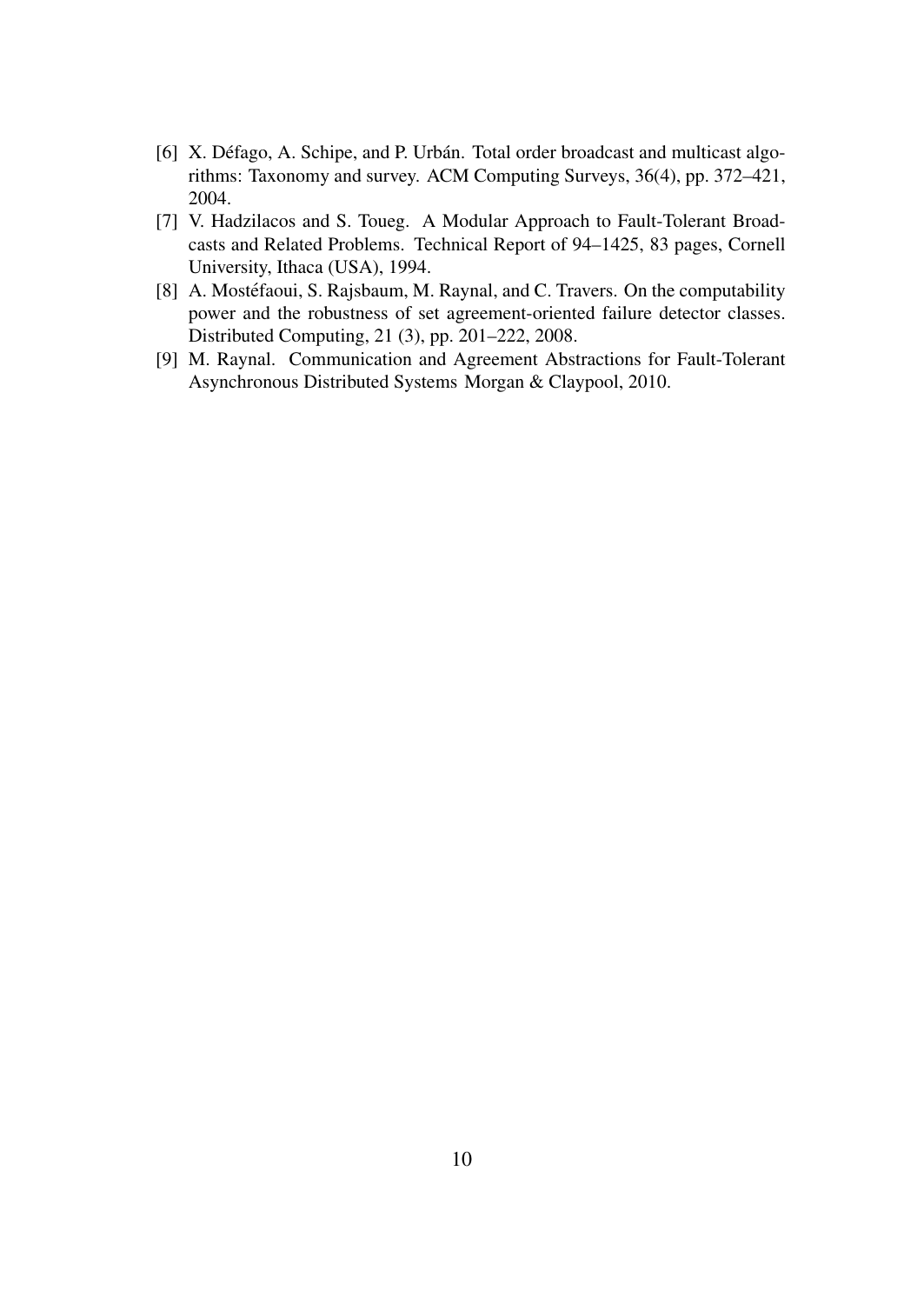[6] X. Défago, A. Schipe, and P. Urbán. Total order broadcast and multicast algorithms: Taxonomy and survey. ACM Computing Surveys, 36(4), pp. 372–421, 2004.

[7] V. Hadzilacos and S. Toueg. A Modular Approach to Fault-Tolerant Broadcasts and Related Problems. Technical Report of 94–1425, 83 pages, Cornell University, Ithaca (USA), 1994.

[8] A. Mostéfaoui, S. Rajsbaum, M. Raynal, and C. Travers. On the computability power and the robustness of set agreement-oriented failure detector classes. Distributed Computing, 21 (3), pp. 201–222, 2008.

[9] M. Raynal. Communication and Agreement Abstractions for Fault-Tolerant Asynchronous Distributed Systems Morgan & Claypool, 2010.